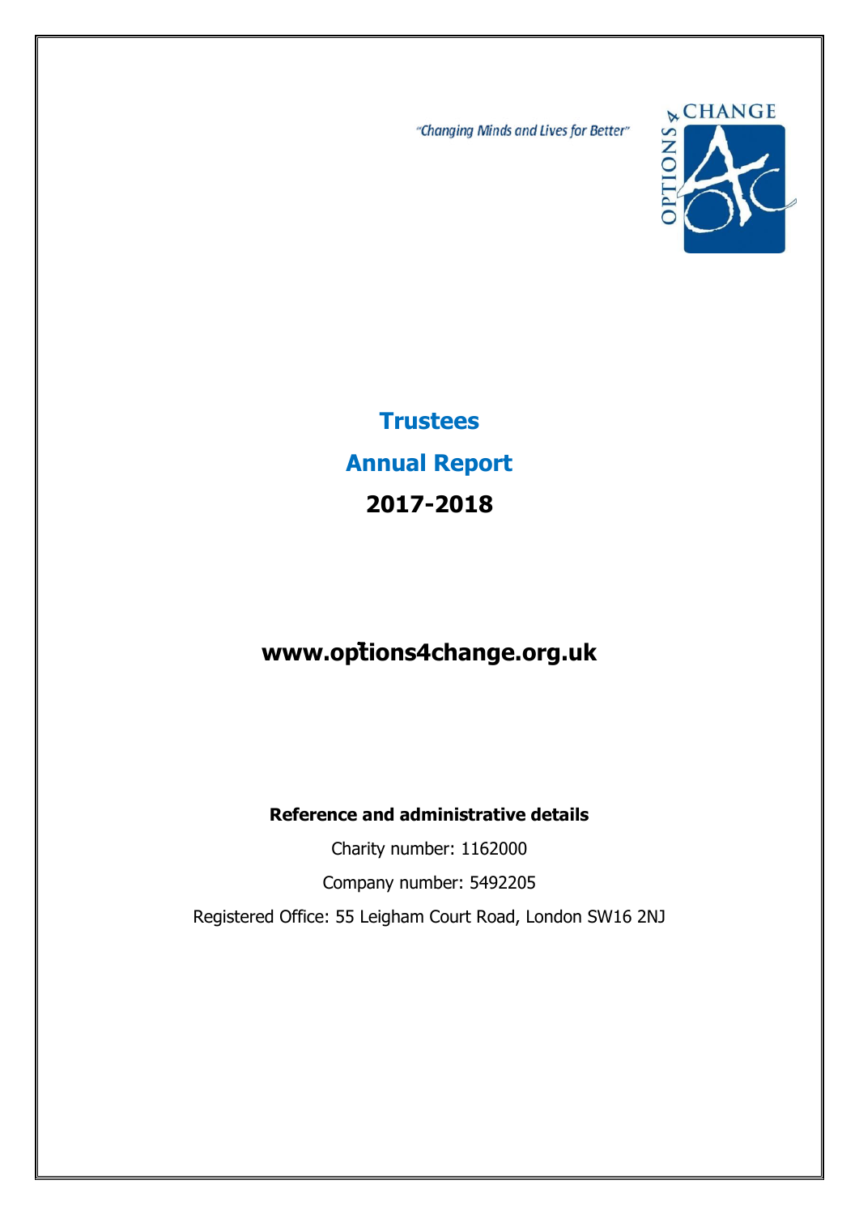"Changing Minds and Lives for Better"

OPTIONS 4 CHANGE

# Trustees

# Annual Report

# 2017-2018

## www.options4change.org.uk

**Reference and administrative details**

Charity number: 1162000

Company number: 5492205

Registered Office: 55 Leigham Court Road, London SW16 2NJ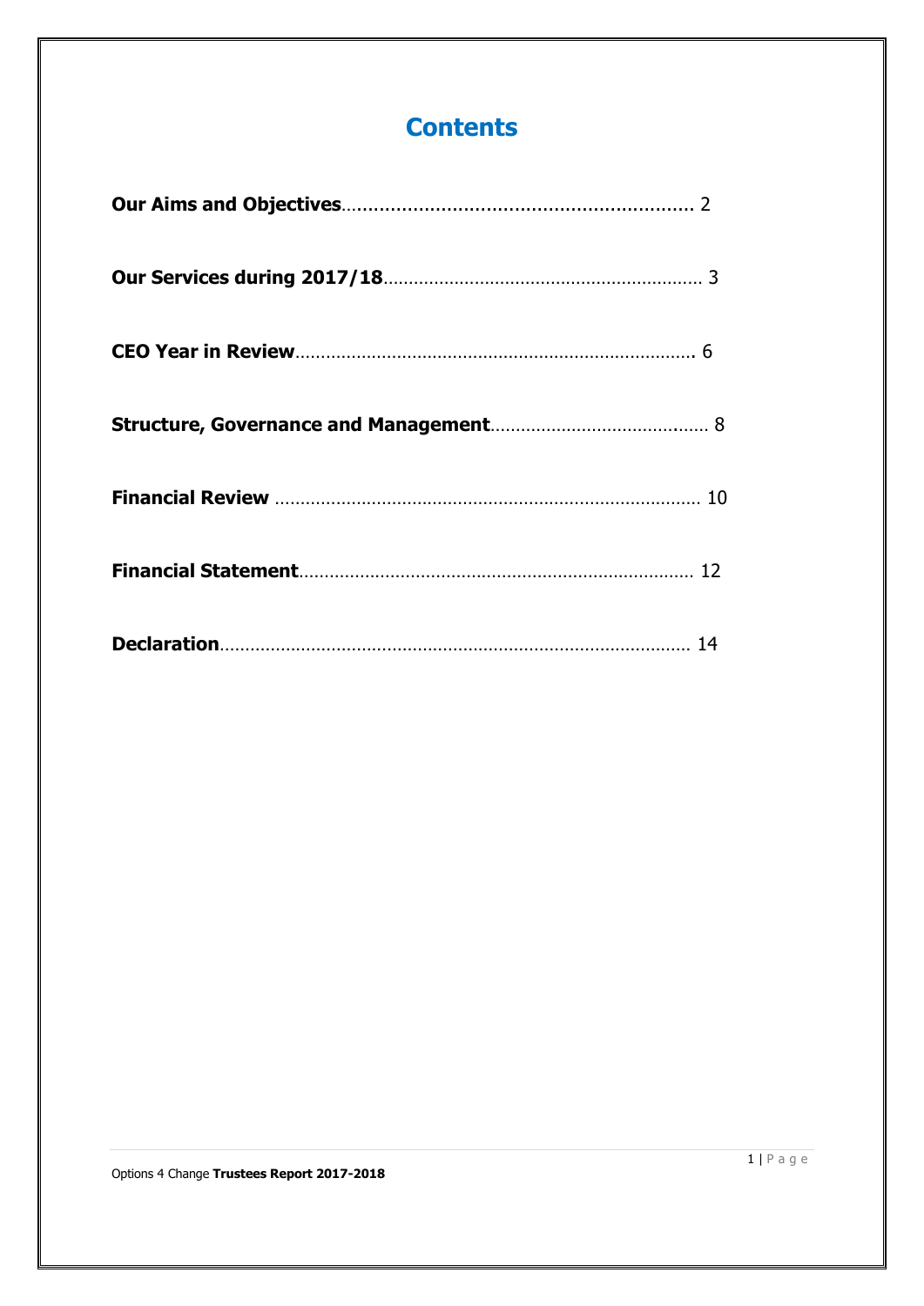# Contents

**Our Aims and Objectives**………………………………………………………. 2

**Our Services during 2017/18**……………………………………………………… 3

**CEO Year in Review**……………………………………………………………………. 6

**Structure, Governance and Management**…………………………………… 8

**Financial Review** …………………………………………………………………… 10

**Financial Statement**…………………………………………………………………… 12

**Declaration**…………………………………………………………………………………. 14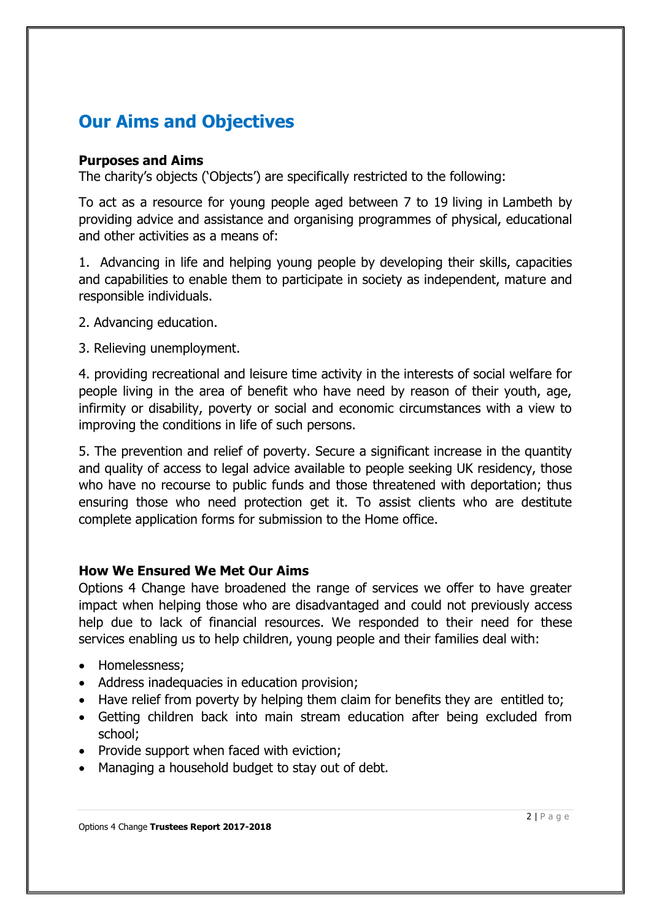# Our Aims and Objectives

### Purposes and Aims

The charity's objects ('Objects') are specifically restricted to the following:

To act as a resource for young people aged between 7 to 19 living in Lambeth by providing advice and assistance and organising programmes of physical, educational and other activities as a means of:

1. Advancing in life and helping young people by developing their skills, capacities and capabilities to enable them to participate in society as independent, mature and responsible individuals.

2. Advancing education.

3. Relieving unemployment.

4. providing recreational and leisure time activity in the interests of social welfare for people living in the area of benefit who have need by reason of their youth, age, infirmity or disability, poverty or social and economic circumstances with a view to improving the conditions in life of such persons.

5. The prevention and relief of poverty. Secure a significant increase in the quantity and quality of access to legal advice available to people seeking UK residency, those who have no recourse to public funds and those threatened with deportation; thus ensuring those who need protection get it. To assist clients who are destitute complete application forms for submission to the Home office.

### How We Ensured We Met Our Aims

Options 4 Change have broadened the range of services we offer to have greater impact when helping those who are disadvantaged and could not previously access help due to lack of financial resources. We responded to their need for these services enabling us to help children, young people and their families deal with:

- Homelessness;
- Address inadequacies in education provision;
- Have relief from poverty by helping them claim for benefits they are entitled to;
- Getting children back into main stream education after being excluded from school;
- Provide support when faced with eviction;
- Managing a household budget to stay out of debt.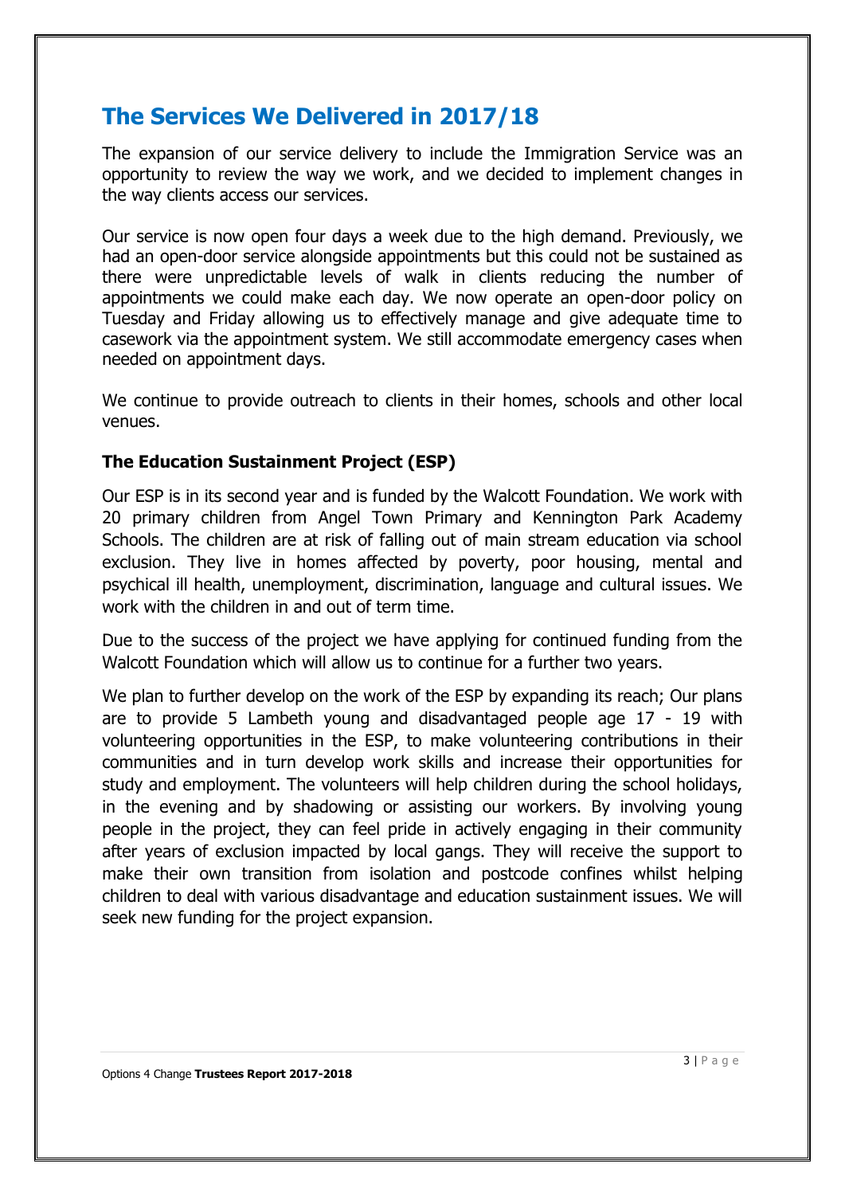# The Services We Delivered in 2017/18

The expansion of our service delivery to include the Immigration Service was an opportunity to review the way we work, and we decided to implement changes in the way clients access our services.

Our service is now open four days a week due to the high demand. Previously, we had an open-door service alongside appointments but this could not be sustained as there were unpredictable levels of walk in clients reducing the number of appointments we could make each day. We now operate an open-door policy on Tuesday and Friday allowing us to effectively manage and give adequate time to casework via the appointment system. We still accommodate emergency cases when needed on appointment days.

We continue to provide outreach to clients in their homes, schools and other local venues.

### The Education Sustainment Project (ESP)

Our ESP is in its second year and is funded by the Walcott Foundation. We work with 20 primary children from Angel Town Primary and Kennington Park Academy Schools. The children are at risk of falling out of main stream education via school exclusion. They live in homes affected by poverty, poor housing, mental and psychical ill health, unemployment, discrimination, language and cultural issues. We work with the children in and out of term time.

Due to the success of the project we have applying for continued funding from the Walcott Foundation which will allow us to continue for a further two years.

We plan to further develop on the work of the ESP by expanding its reach; Our plans are to provide 5 Lambeth young and disadvantaged people age 17 - 19 with volunteering opportunities in the ESP, to make volunteering contributions in their communities and in turn develop work skills and increase their opportunities for study and employment. The volunteers will help children during the school holidays, in the evening and by shadowing or assisting our workers. By involving young people in the project, they can feel pride in actively engaging in their community after years of exclusion impacted by local gangs. They will receive the support to make their own transition from isolation and postcode confines whilst helping children to deal with various disadvantage and education sustainment issues. We will seek new funding for the project expansion.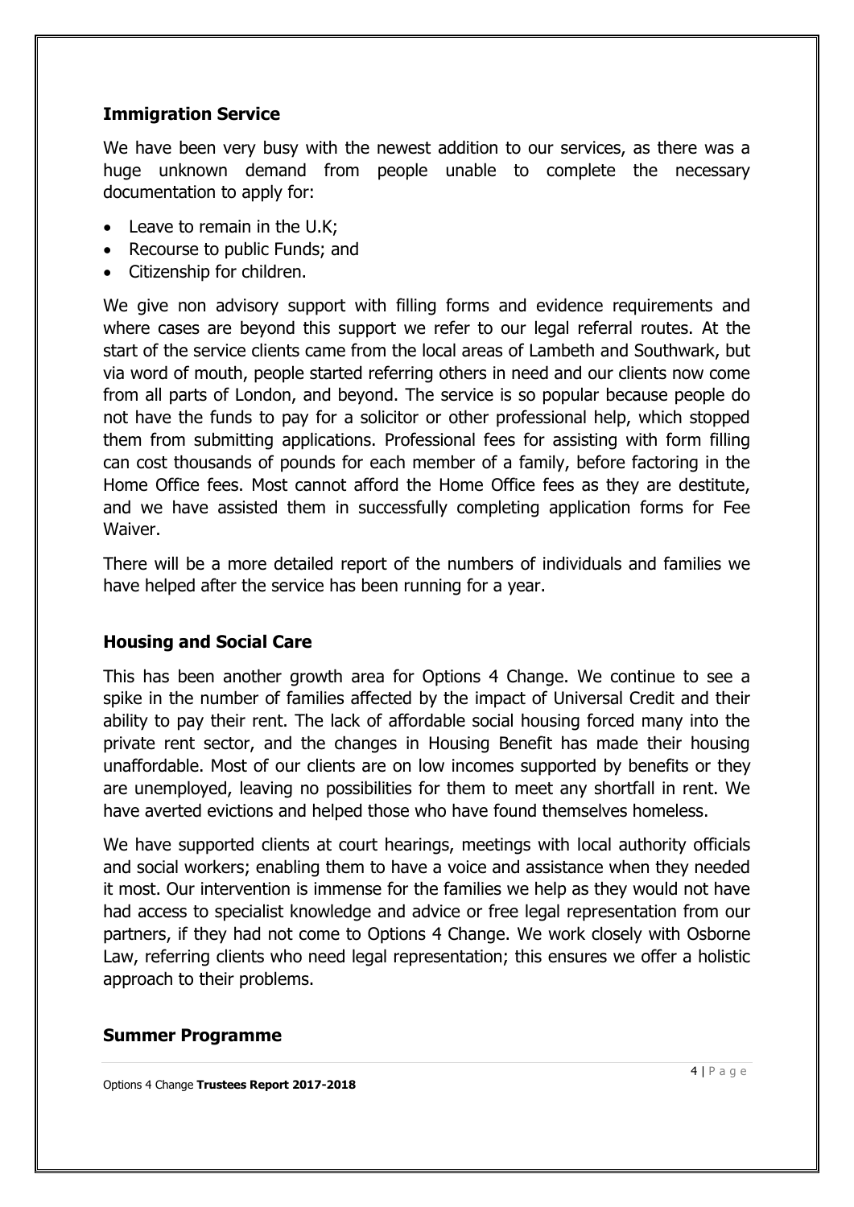## Immigration Service

We have been very busy with the newest addition to our services, as there was a huge unknown demand from people unable to complete the necessary documentation to apply for:

- Leave to remain in the U.K;
- Recourse to public Funds; and
- Citizenship for children.

We give non advisory support with filling forms and evidence requirements and where cases are beyond this support we refer to our legal referral routes. At the start of the service clients came from the local areas of Lambeth and Southwark, but via word of mouth, people started referring others in need and our clients now come from all parts of London, and beyond. The service is so popular because people do not have the funds to pay for a solicitor or other professional help, which stopped them from submitting applications. Professional fees for assisting with form filling can cost thousands of pounds for each member of a family, before factoring in the Home Office fees. Most cannot afford the Home Office fees as they are destitute, and we have assisted them in successfully completing application forms for Fee Waiver.

There will be a more detailed report of the numbers of individuals and families we have helped after the service has been running for a year.

## Housing and Social Care

This has been another growth area for Options 4 Change. We continue to see a spike in the number of families affected by the impact of Universal Credit and their ability to pay their rent. The lack of affordable social housing forced many into the private rent sector, and the changes in Housing Benefit has made their housing unaffordable. Most of our clients are on low incomes supported by benefits or they are unemployed, leaving no possibilities for them to meet any shortfall in rent. We have averted evictions and helped those who have found themselves homeless.

We have supported clients at court hearings, meetings with local authority officials and social workers; enabling them to have a voice and assistance when they needed it most. Our intervention is immense for the families we help as they would not have had access to specialist knowledge and advice or free legal representation from our partners, if they had not come to Options 4 Change. We work closely with Osborne Law, referring clients who need legal representation; this ensures we offer a holistic approach to their problems.

## Summer Programme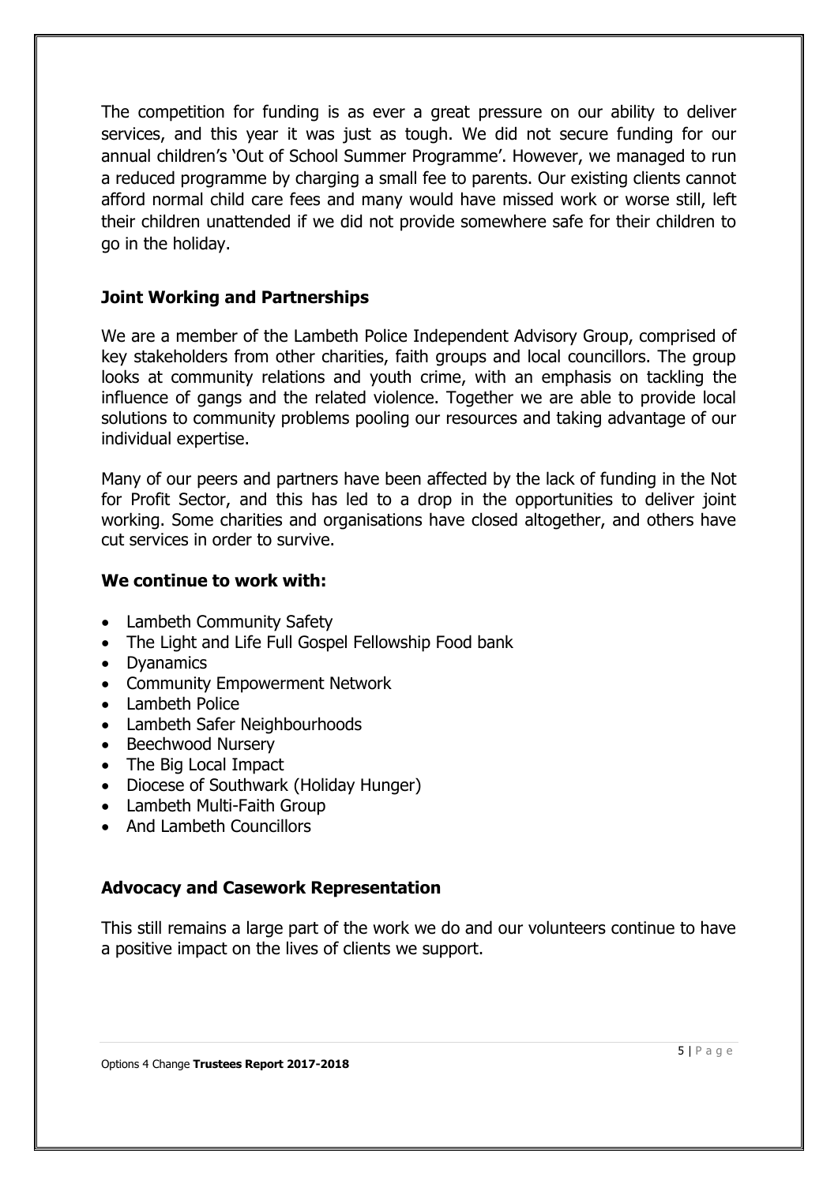The competition for funding is as ever a great pressure on our ability to deliver services, and this year it was just as tough. We did not secure funding for our annual children's 'Out of School Summer Programme'. However, we managed to run a reduced programme by charging a small fee to parents. Our existing clients cannot afford normal child care fees and many would have missed work or worse still, left their children unattended if we did not provide somewhere safe for their children to go in the holiday.

## Joint Working and Partnerships

We are a member of the Lambeth Police Independent Advisory Group, comprised of key stakeholders from other charities, faith groups and local councillors. The group looks at community relations and youth crime, with an emphasis on tackling the influence of gangs and the related violence. Together we are able to provide local solutions to community problems pooling our resources and taking advantage of our individual expertise.

Many of our peers and partners have been affected by the lack of funding in the Not for Profit Sector, and this has led to a drop in the opportunities to deliver joint working. Some charities and organisations have closed altogether, and others have cut services in order to survive.

## We continue to work with:

- Lambeth Community Safety
- The Light and Life Full Gospel Fellowship Food bank
- Dyanamics
- Community Empowerment Network
- Lambeth Police
- Lambeth Safer Neighbourhoods
- Beechwood Nursery
- The Big Local Impact
- Diocese of Southwark (Holiday Hunger)
- Lambeth Multi-Faith Group
- And Lambeth Councillors

## Advocacy and Casework Representation

This still remains a large part of the work we do and our volunteers continue to have a positive impact on the lives of clients we support.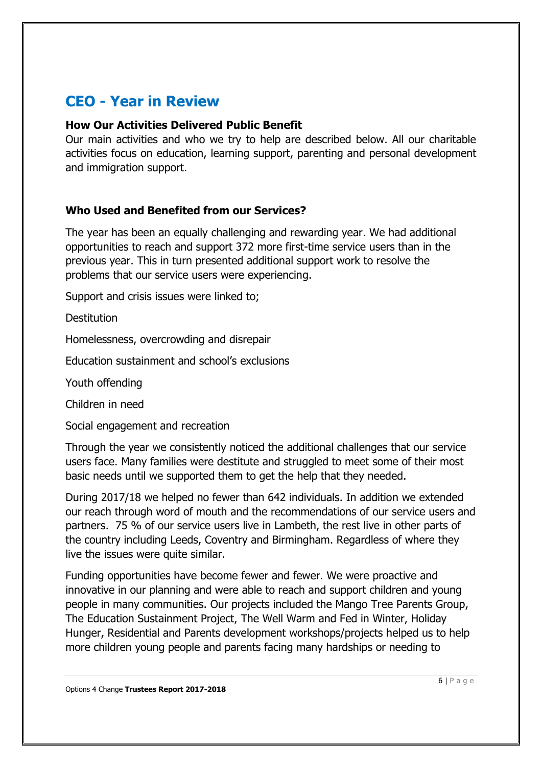## CEO - Year in Review

**How Our Activities Delivered Public Benefit**

Our main activities and who we try to help are described below. All our charitable activities focus on education, learning support, parenting and personal development and immigration support.

**Who Used and Benefited from our Services?**

The year has been an equally challenging and rewarding year. We had additional opportunities to reach and support 372 more first-time service users than in the previous year. This in turn presented additional support work to resolve the problems that our service users were experiencing.

Support and crisis issues were linked to;

Destitution

Homelessness, overcrowding and disrepair

Education sustainment and school's exclusions

Youth offending

Children in need

Social engagement and recreation

Through the year we consistently noticed the additional challenges that our service users face. Many families were destitute and struggled to meet some of their most basic needs until we supported them to get the help that they needed.

During 2017/18 we helped no fewer than 642 individuals. In addition we extended our reach through word of mouth and the recommendations of our service users and partners. 75 % of our service users live in Lambeth, the rest live in other parts of the country including Leeds, Coventry and Birmingham. Regardless of where they live the issues were quite similar.

Funding opportunities have become fewer and fewer. We were proactive and innovative in our planning and were able to reach and support children and young people in many communities. Our projects included the Mango Tree Parents Group, The Education Sustainment Project, The Well Warm and Fed in Winter, Holiday Hunger, Residential and Parents development workshops/projects helped us to help more children young people and parents facing many hardships or needing to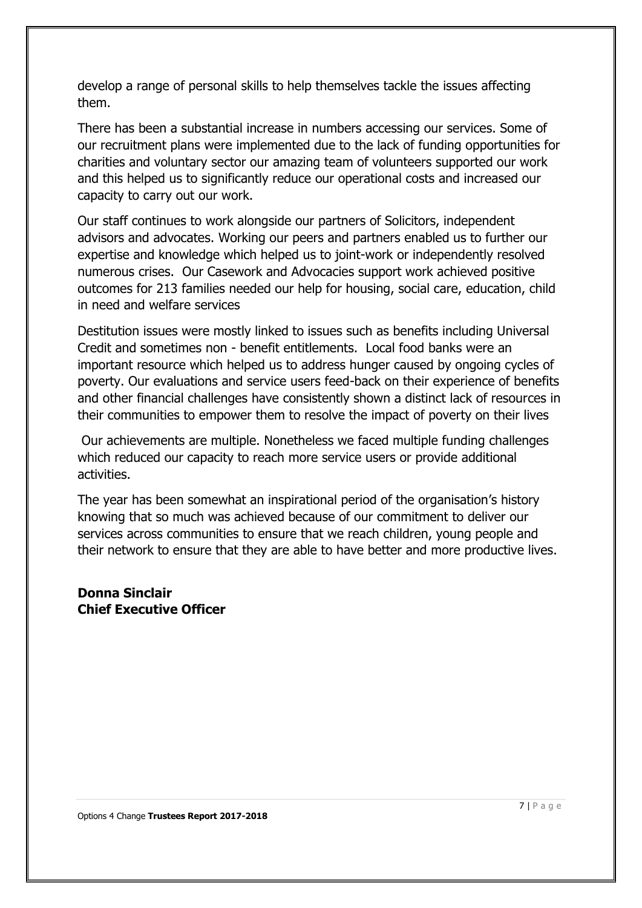develop a range of personal skills to help themselves tackle the issues affecting them.

There has been a substantial increase in numbers accessing our services. Some of our recruitment plans were implemented due to the lack of funding opportunities for charities and voluntary sector our amazing team of volunteers supported our work and this helped us to significantly reduce our operational costs and increased our capacity to carry out our work.

Our staff continues to work alongside our partners of Solicitors, independent advisors and advocates. Working our peers and partners enabled us to further our expertise and knowledge which helped us to joint-work or independently resolved numerous crises. Our Casework and Advocacies support work achieved positive outcomes for 213 families needed our help for housing, social care, education, child in need and welfare services

Destitution issues were mostly linked to issues such as benefits including Universal Credit and sometimes non - benefit entitlements. Local food banks were an important resource which helped us to address hunger caused by ongoing cycles of poverty. Our evaluations and service users feed-back on their experience of benefits and other financial challenges have consistently shown a distinct lack of resources in their communities to empower them to resolve the impact of poverty on their lives

Our achievements are multiple. Nonetheless we faced multiple funding challenges which reduced our capacity to reach more service users or provide additional activities.

The year has been somewhat an inspirational period of the organisation's history knowing that so much was achieved because of our commitment to deliver our services across communities to ensure that we reach children, young people and their network to ensure that they are able to have better and more productive lives.

**Donna Sinclair**
**Chief Executive Officer**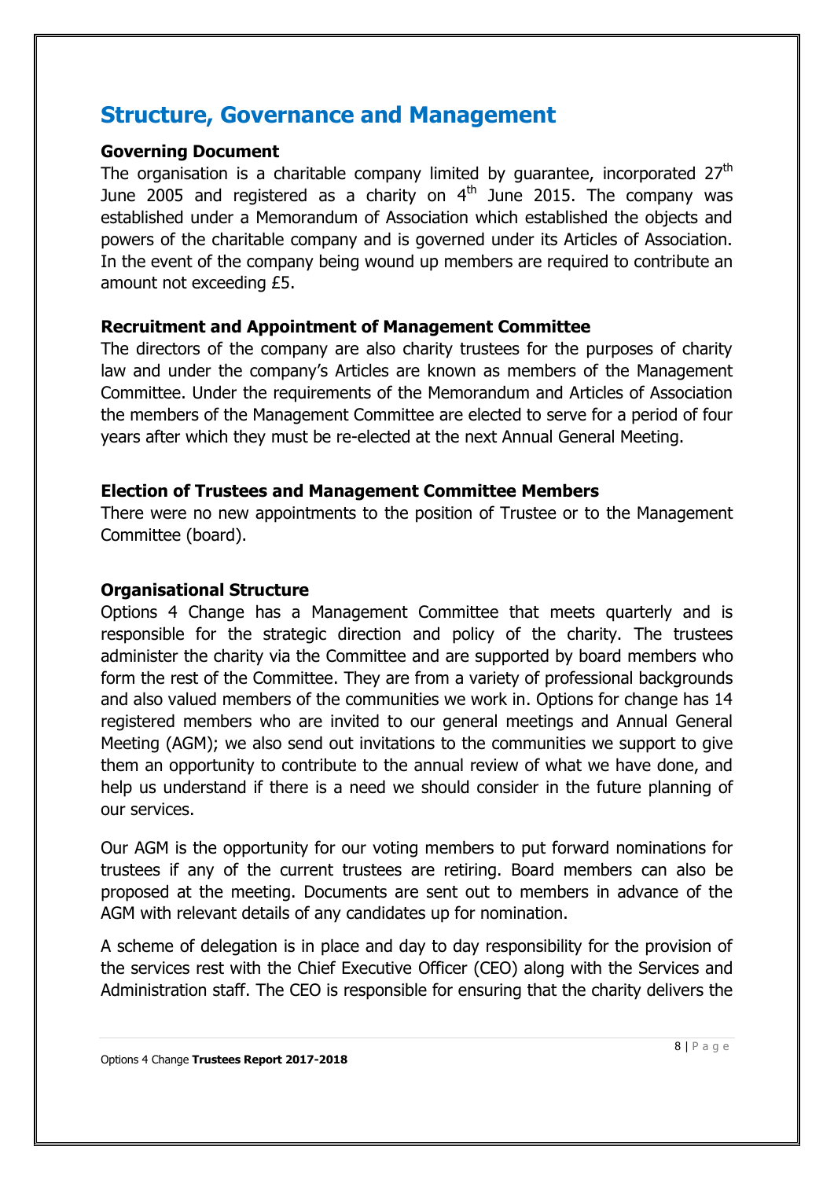## Structure, Governance and Management

### Governing Document

The organisation is a charitable company limited by guarantee, incorporated 27th June 2005 and registered as a charity on 4th June 2015. The company was established under a Memorandum of Association which established the objects and powers of the charitable company and is governed under its Articles of Association. In the event of the company being wound up members are required to contribute an amount not exceeding £5.

### Recruitment and Appointment of Management Committee

The directors of the company are also charity trustees for the purposes of charity law and under the company's Articles are known as members of the Management Committee. Under the requirements of the Memorandum and Articles of Association the members of the Management Committee are elected to serve for a period of four years after which they must be re-elected at the next Annual General Meeting.

### Election of Trustees and Management Committee Members

There were no new appointments to the position of Trustee or to the Management Committee (board).

### Organisational Structure

Options 4 Change has a Management Committee that meets quarterly and is responsible for the strategic direction and policy of the charity. The trustees administer the charity via the Committee and are supported by board members who form the rest of the Committee. They are from a variety of professional backgrounds and also valued members of the communities we work in. Options for change has 14 registered members who are invited to our general meetings and Annual General Meeting (AGM); we also send out invitations to the communities we support to give them an opportunity to contribute to the annual review of what we have done, and help us understand if there is a need we should consider in the future planning of our services.

Our AGM is the opportunity for our voting members to put forward nominations for trustees if any of the current trustees are retiring. Board members can also be proposed at the meeting. Documents are sent out to members in advance of the AGM with relevant details of any candidates up for nomination.

A scheme of delegation is in place and day to day responsibility for the provision of the services rest with the Chief Executive Officer (CEO) along with the Services and Administration staff. The CEO is responsible for ensuring that the charity delivers the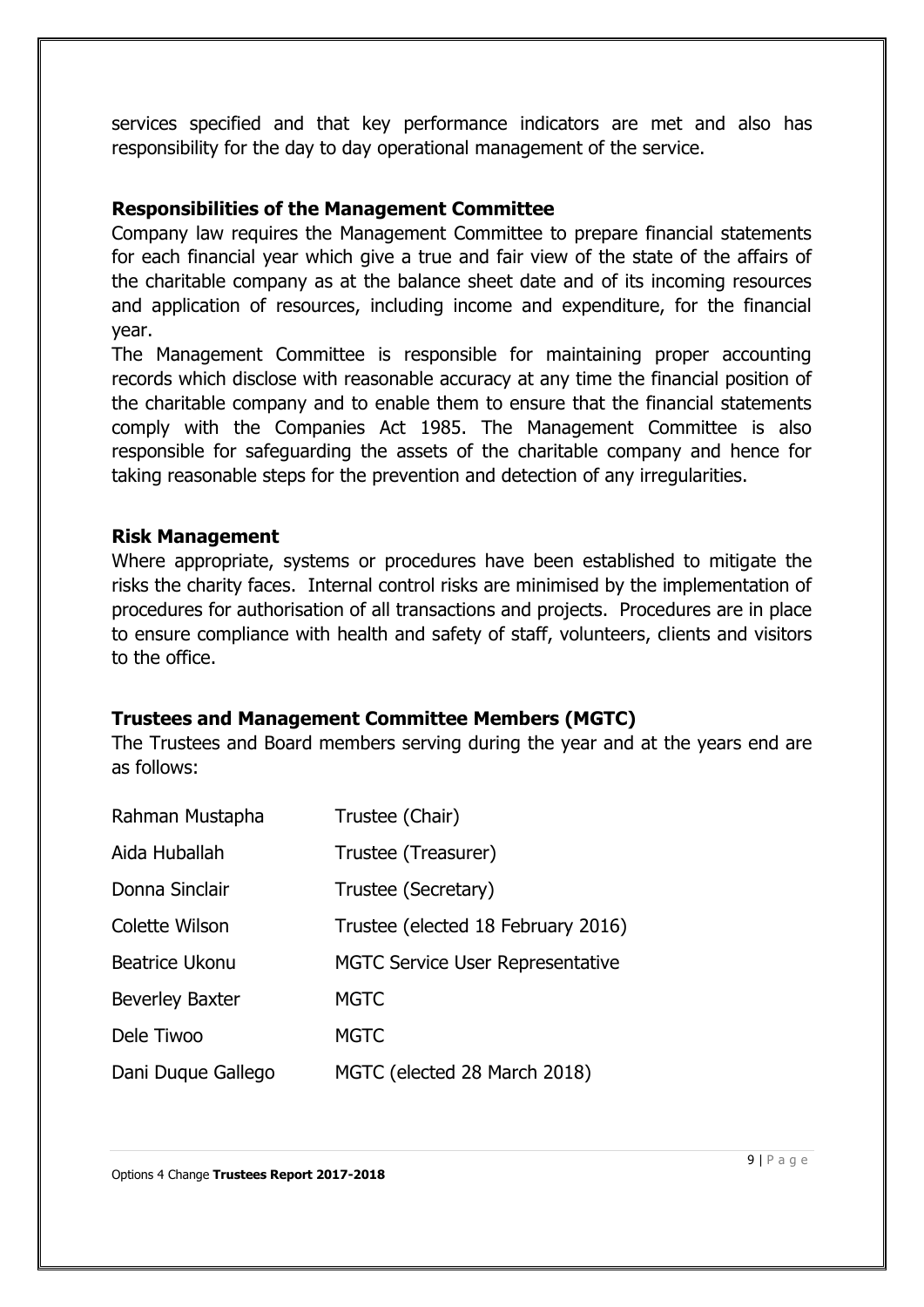services specified and that key performance indicators are met and also has responsibility for the day to day operational management of the service.

### Responsibilities of the Management Committee

Company law requires the Management Committee to prepare financial statements for each financial year which give a true and fair view of the state of the affairs of the charitable company as at the balance sheet date and of its incoming resources and application of resources, including income and expenditure, for the financial year.

The Management Committee is responsible for maintaining proper accounting records which disclose with reasonable accuracy at any time the financial position of the charitable company and to enable them to ensure that the financial statements comply with the Companies Act 1985. The Management Committee is also responsible for safeguarding the assets of the charitable company and hence for taking reasonable steps for the prevention and detection of any irregularities.

### Risk Management

Where appropriate, systems or procedures have been established to mitigate the risks the charity faces. Internal control risks are minimised by the implementation of procedures for authorisation of all transactions and projects. Procedures are in place to ensure compliance with health and safety of staff, volunteers, clients and visitors to the office.

### Trustees and Management Committee Members (MGTC)

The Trustees and Board members serving during the year and at the years end are as follows:

| | |
|---|---|
| Rahman Mustapha | Trustee (Chair) |
| Aida Huballah | Trustee (Treasurer) |
| Donna Sinclair | Trustee (Secretary) |
| Colette Wilson | Trustee (elected 18 February 2016) |
| Beatrice Ukonu | MGTC Service User Representative |
| Beverley Baxter | MGTC |
| Dele Tiwoo | MGTC |
| Dani Duque Gallego | MGTC (elected 28 March 2018) |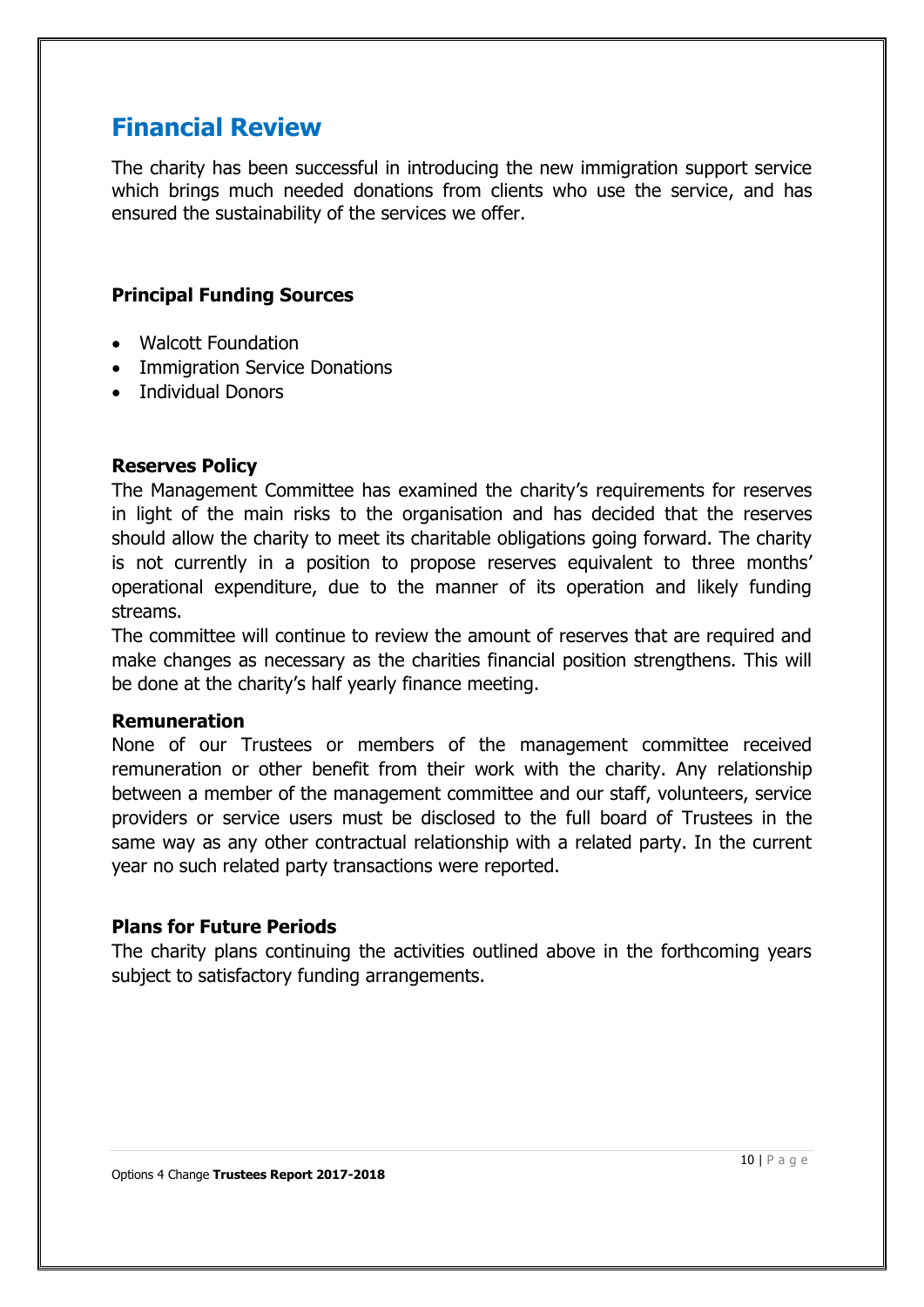# Financial Review

The charity has been successful in introducing the new immigration support service which brings much needed donations from clients who use the service, and has ensured the sustainability of the services we offer.

### Principal Funding Sources

- Walcott Foundation
- Immigration Service Donations
- Individual Donors

### Reserves Policy

The Management Committee has examined the charity's requirements for reserves in light of the main risks to the organisation and has decided that the reserves should allow the charity to meet its charitable obligations going forward. The charity is not currently in a position to propose reserves equivalent to three months' operational expenditure, due to the manner of its operation and likely funding streams.

The committee will continue to review the amount of reserves that are required and make changes as necessary as the charities financial position strengthens. This will be done at the charity's half yearly finance meeting.

### Remuneration

None of our Trustees or members of the management committee received remuneration or other benefit from their work with the charity. Any relationship between a member of the management committee and our staff, volunteers, service providers or service users must be disclosed to the full board of Trustees in the same way as any other contractual relationship with a related party. In the current year no such related party transactions were reported.

### Plans for Future Periods

The charity plans continuing the activities outlined above in the forthcoming years subject to satisfactory funding arrangements.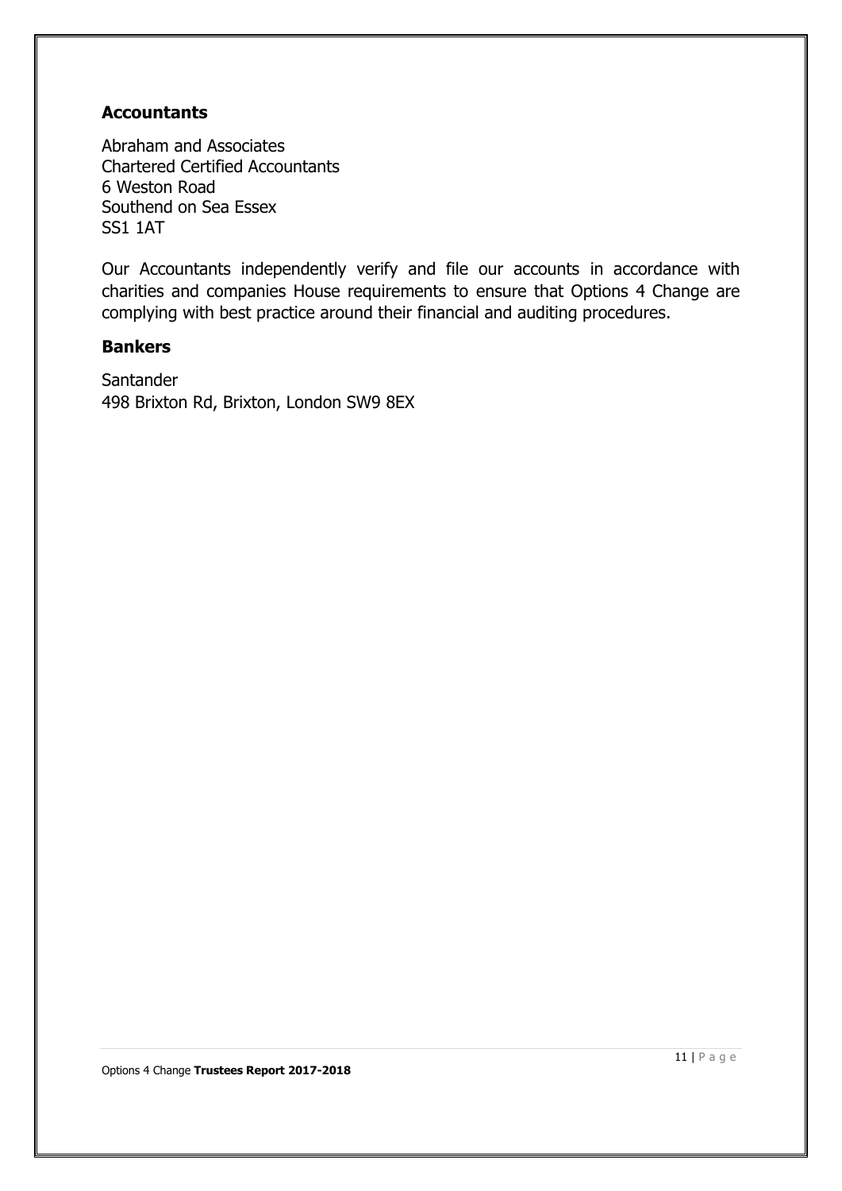## Accountants

Abraham and Associates
Chartered Certified Accountants
6 Weston Road
Southend on Sea Essex
SS1 1AT

Our Accountants independently verify and file our accounts in accordance with charities and companies House requirements to ensure that Options 4 Change are complying with best practice around their financial and auditing procedures.

## Bankers

Santander
498 Brixton Rd, Brixton, London SW9 8EX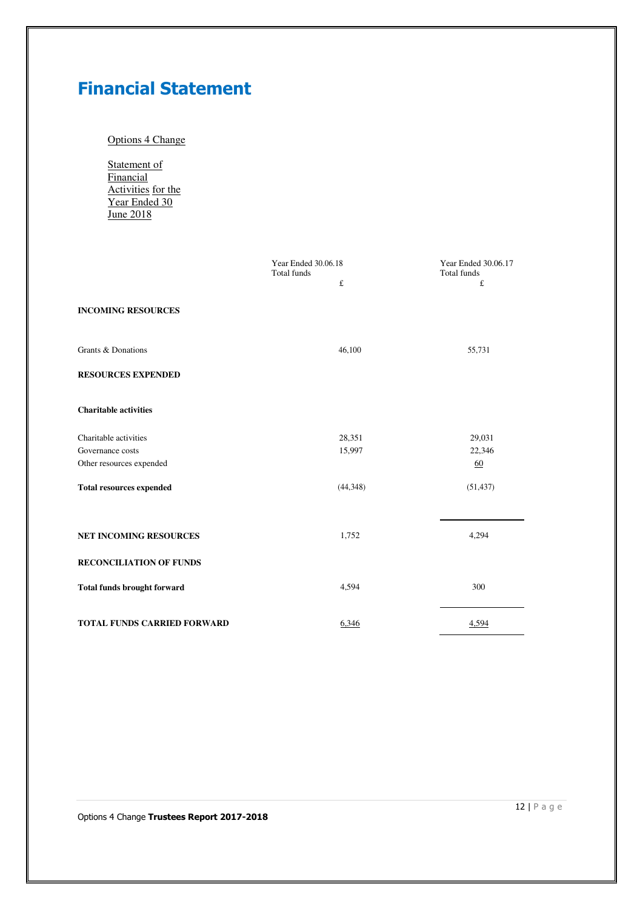# Financial Statement

Options 4 Change

Statement of Financial Activities for the Year Ended 30 June 2018

| | Year Ended 30.06.18 Total funds £ | Year Ended 30.06.17 Total funds £ |
|---|---|---|
| **INCOMING RESOURCES** | | |
| Grants & Donations | 46,100 | 55,731 |
| **RESOURCES EXPENDED** | | |
| **Charitable activities** | | |
| Charitable activities | 28,351 | 29,031 |
| Governance costs | 15,997 | 22,346 |
| Other resources expended | | 60 |
| **Total resources expended** | (44,348) | (51,437) |
| **NET INCOMING RESOURCES** | 1,752 | 4,294 |
| **RECONCILIATION OF FUNDS** | | |
| **Total funds brought forward** | 4,594 | 300 |
| **TOTAL FUNDS CARRIED FORWARD** | 6,346 | 4,594 |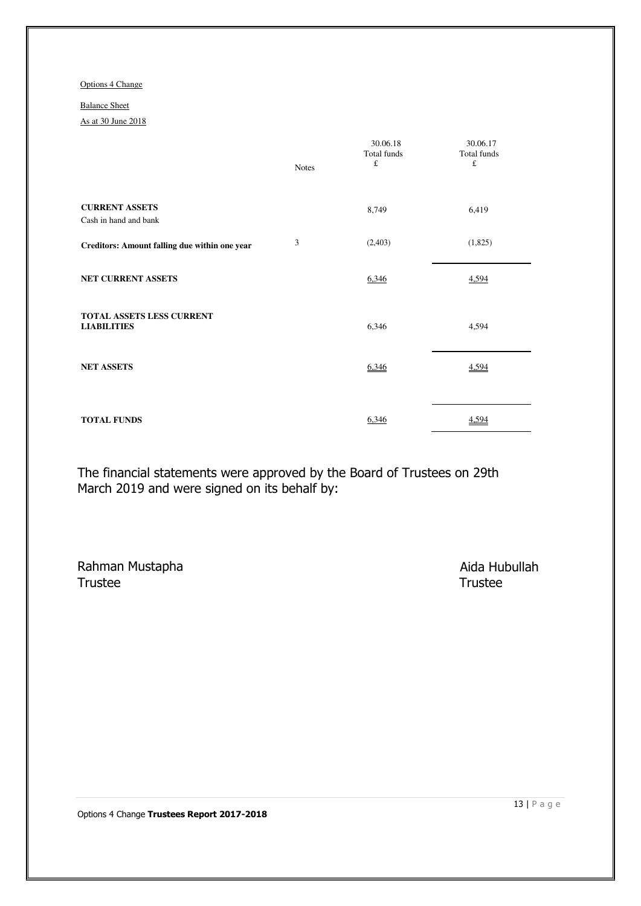Options 4 Change

Balance Sheet

As at 30 June 2018

| | Notes | 30.06.18 Total funds £ | 30.06.17 Total funds £ |
|---|---|---|---|
| **CURRENT ASSETS** | | | |
| Cash in hand and bank | | 8,749 | 6,419 |
| **Creditors: Amount falling due within one year** | 3 | (2,403) | (1,825) |
| **NET CURRENT ASSETS** | | 6,346 | 4,594 |
| **TOTAL ASSETS LESS CURRENT LIABILITIES** | | 6,346 | 4,594 |
| **NET ASSETS** | | 6,346 | 4,594 |
| **TOTAL FUNDS** | | 6,346 | 4,594 |

The financial statements were approved by the Board of Trustees on 29th March 2019 and were signed on its behalf by:

Rahman Mustapha
Trustee

Aida Hubullah
Trustee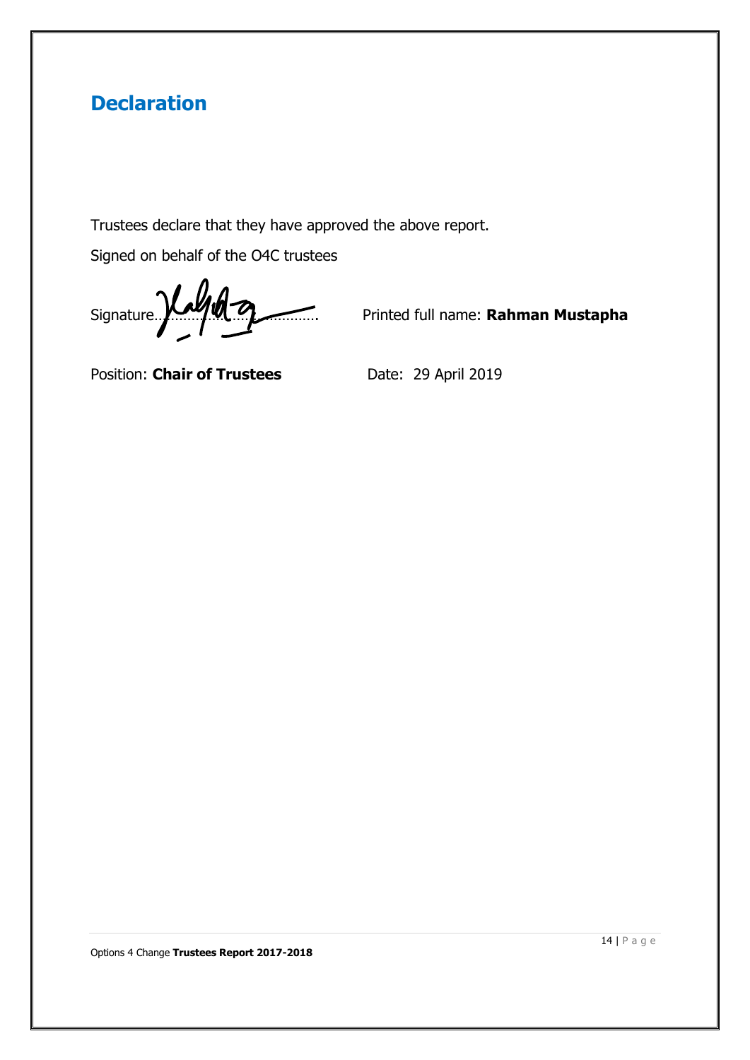## Declaration

Trustees declare that they have approved the above report.

Signed on behalf of the O4C trustees

Signature………………………………………. Printed full name: **Rahman Mustapha**

Position: **Chair of Trustees** Date: 29 April 2019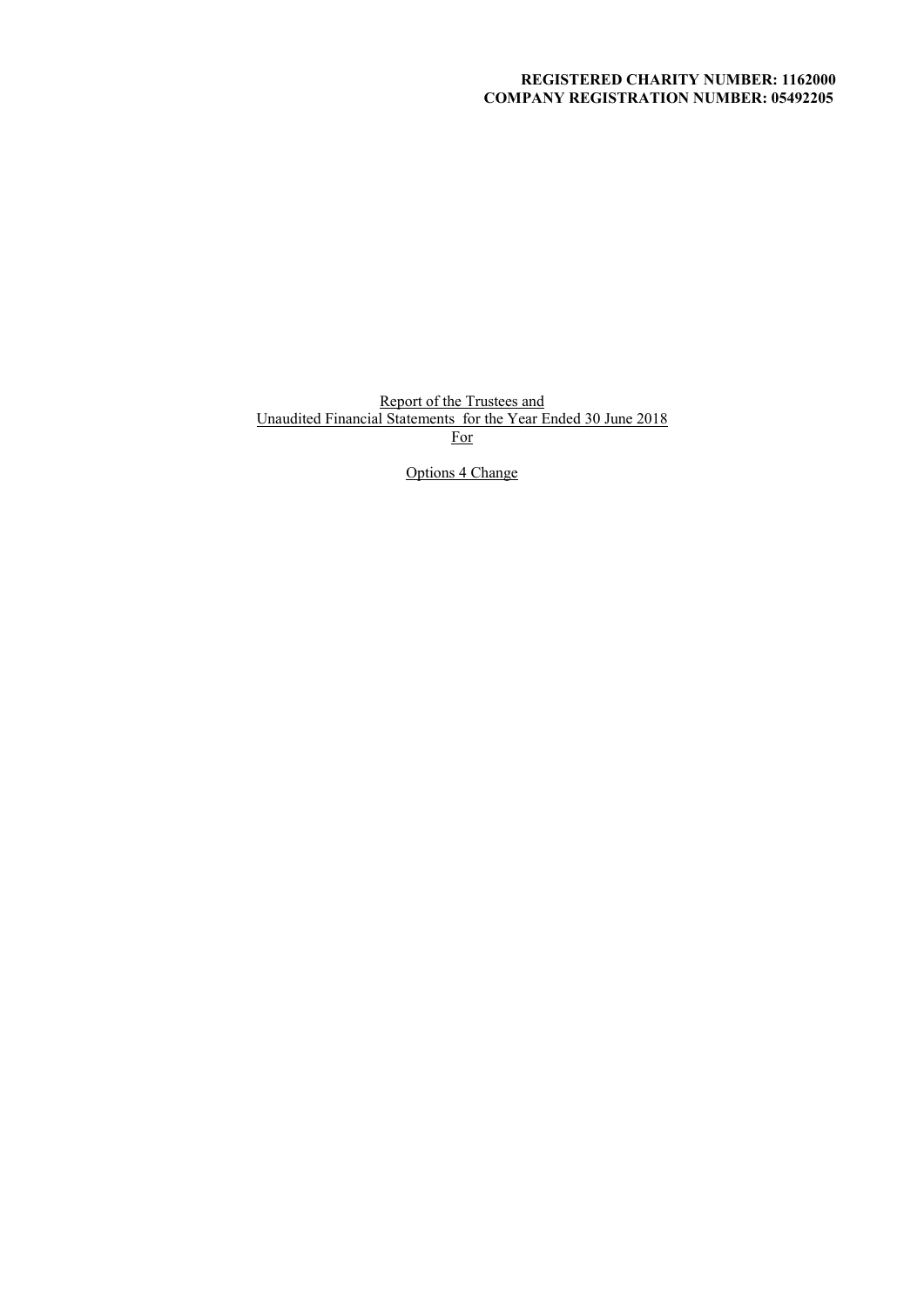**REGISTERED CHARITY NUMBER: 1162000**
**COMPANY REGISTRATION NUMBER: 05492205**

Report of the Trustees and
Unaudited Financial Statements for the Year Ended 30 June 2018
For

Options 4 Change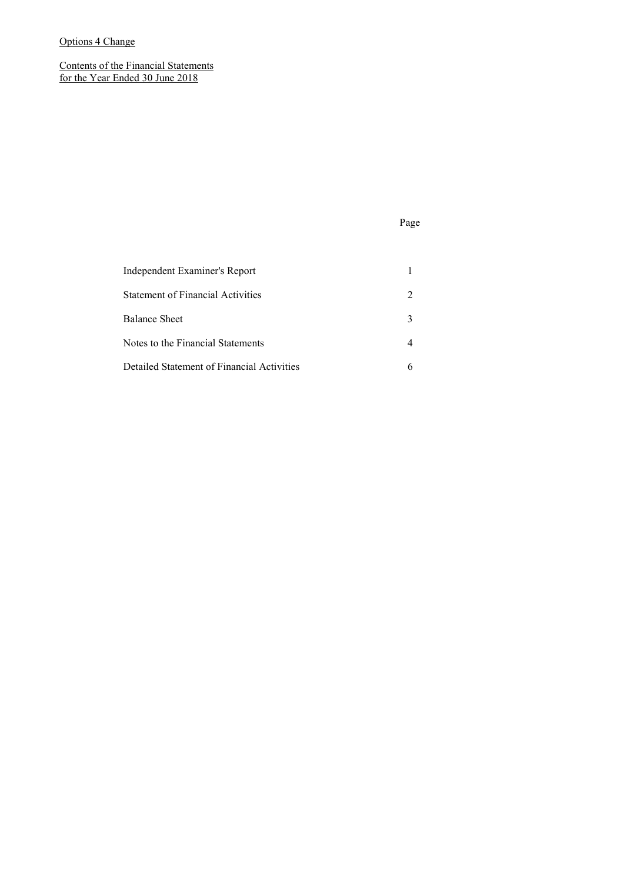Options 4 Change

Contents of the Financial Statements
for the Year Ended 30 June 2018

| | Page |
|---|---|
| Independent Examiner's Report | 1 |
| Statement of Financial Activities | 2 |
| Balance Sheet | 3 |
| Notes to the Financial Statements | 4 |
| Detailed Statement of Financial Activities | 6 |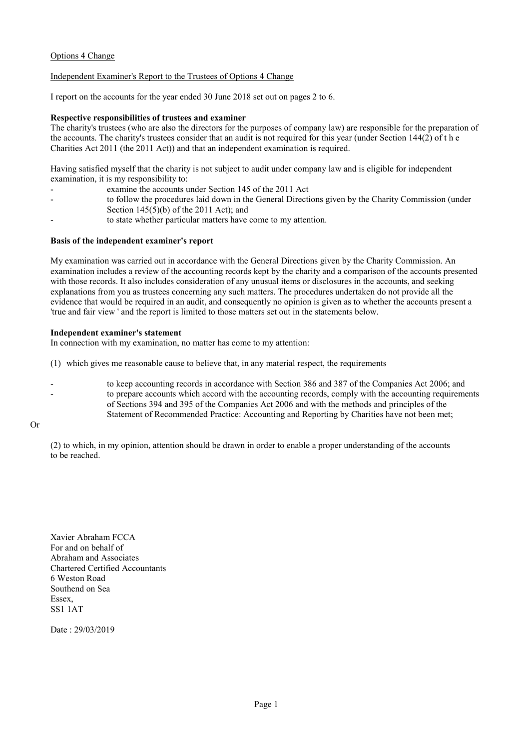Options 4 Change

Independent Examiner's Report to the Trustees of Options 4 Change

I report on the accounts for the year ended 30 June 2018 set out on pages 2 to 6.

**Respective responsibilities of trustees and examiner**

The charity's trustees (who are also the directors for the purposes of company law) are responsible for the preparation of the accounts. The charity's trustees consider that an audit is not required for this year (under Section 144(2) of the Charities Act 2011 (the 2011 Act)) and that an independent examination is required.

Having satisfied myself that the charity is not subject to audit under company law and is eligible for independent examination, it is my responsibility to:

- examine the accounts under Section 145 of the 2011 Act
- to follow the procedures laid down in the General Directions given by the Charity Commission (under Section 145(5)(b) of the 2011 Act); and
- to state whether particular matters have come to my attention.

**Basis of the independent examiner's report**

My examination was carried out in accordance with the General Directions given by the Charity Commission. An examination includes a review of the accounting records kept by the charity and a comparison of the accounts presented with those records. It also includes consideration of any unusual items or disclosures in the accounts, and seeking explanations from you as trustees concerning any such matters. The procedures undertaken do not provide all the evidence that would be required in an audit, and consequently no opinion is given as to whether the accounts present a 'true and fair view ' and the report is limited to those matters set out in the statements below.

**Independent examiner's statement**

In connection with my examination, no matter has come to my attention:

(1) which gives me reasonable cause to believe that, in any material respect, the requirements

- to keep accounting records in accordance with Section 386 and 387 of the Companies Act 2006; and
- to prepare accounts which accord with the accounting records, comply with the accounting requirements of Sections 394 and 395 of the Companies Act 2006 and with the methods and principles of the Statement of Recommended Practice: Accounting and Reporting by Charities have not been met;

Or

(2) to which, in my opinion, attention should be drawn in order to enable a proper understanding of the accounts to be reached.

Xavier Abraham FCCA
For and on behalf of
Abraham and Associates
Chartered Certified Accountants
6 Weston Road
Southend on Sea
Essex,
SS1 1AT

Date : 29/03/2019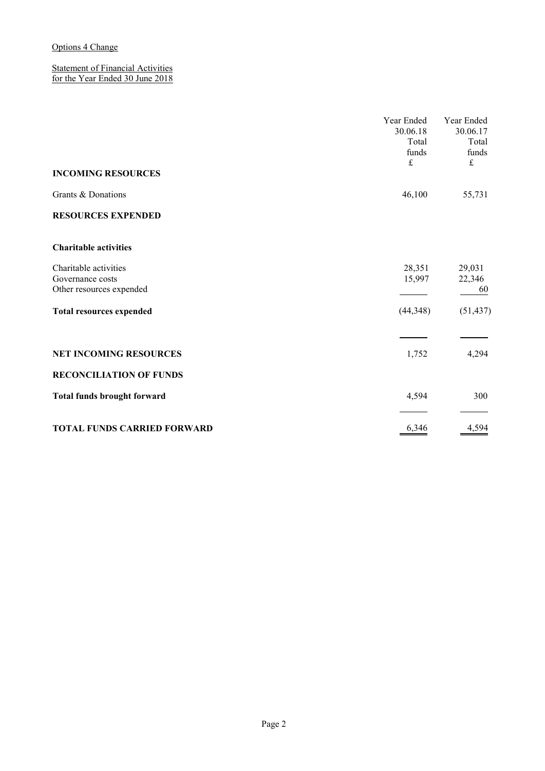Options 4 Change

Statement of Financial Activities
for the Year Ended 30 June 2018

| | Year Ended 30.06.18 Total funds £ | Year Ended 30.06.17 Total funds £ |
|---|---|---|
| **INCOMING RESOURCES** | | |
| Grants & Donations | 46,100 | 55,731 |
| **RESOURCES EXPENDED** | | |
| **Charitable activities** | | |
| Charitable activities | 28,351 | 29,031 |
| Governance costs | 15,997 | 22,346 |
| Other resources expended | | 60 |
| **Total resources expended** | (44,348) | (51,437) |
| **NET INCOMING RESOURCES** | 1,752 | 4,294 |
| **RECONCILIATION OF FUNDS** | | |
| **Total funds brought forward** | 4,594 | 300 |
| **TOTAL FUNDS CARRIED FORWARD** | 6,346 | 4,594 |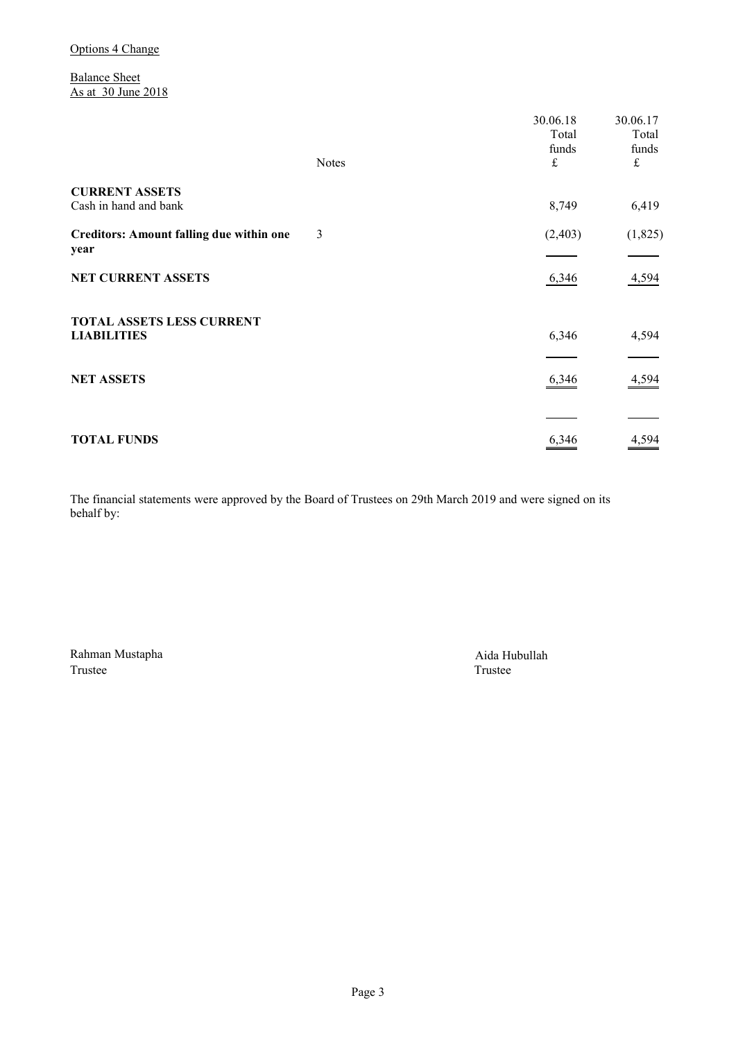Options 4 Change

Balance Sheet
As at 30 June 2018

| | Notes | 30.06.18 Total funds £ | 30.06.17 Total funds £ |
|---|---|---|---|
| **CURRENT ASSETS** | | | |
| Cash in hand and bank | | 8,749 | 6,419 |
| **Creditors: Amount falling due within one year** | 3 | (2,403) | (1,825) |
| **NET CURRENT ASSETS** | | 6,346 | 4,594 |
| **TOTAL ASSETS LESS CURRENT LIABILITIES** | | 6,346 | 4,594 |
| **NET ASSETS** | | 6,346 | 4,594 |
| **TOTAL FUNDS** | | 6,346 | 4,594 |

The financial statements were approved by the Board of Trustees on 29th March 2019 and were signed on its behalf by:

Rahman Mustapha
Trustee

Aida Hubullah
Trustee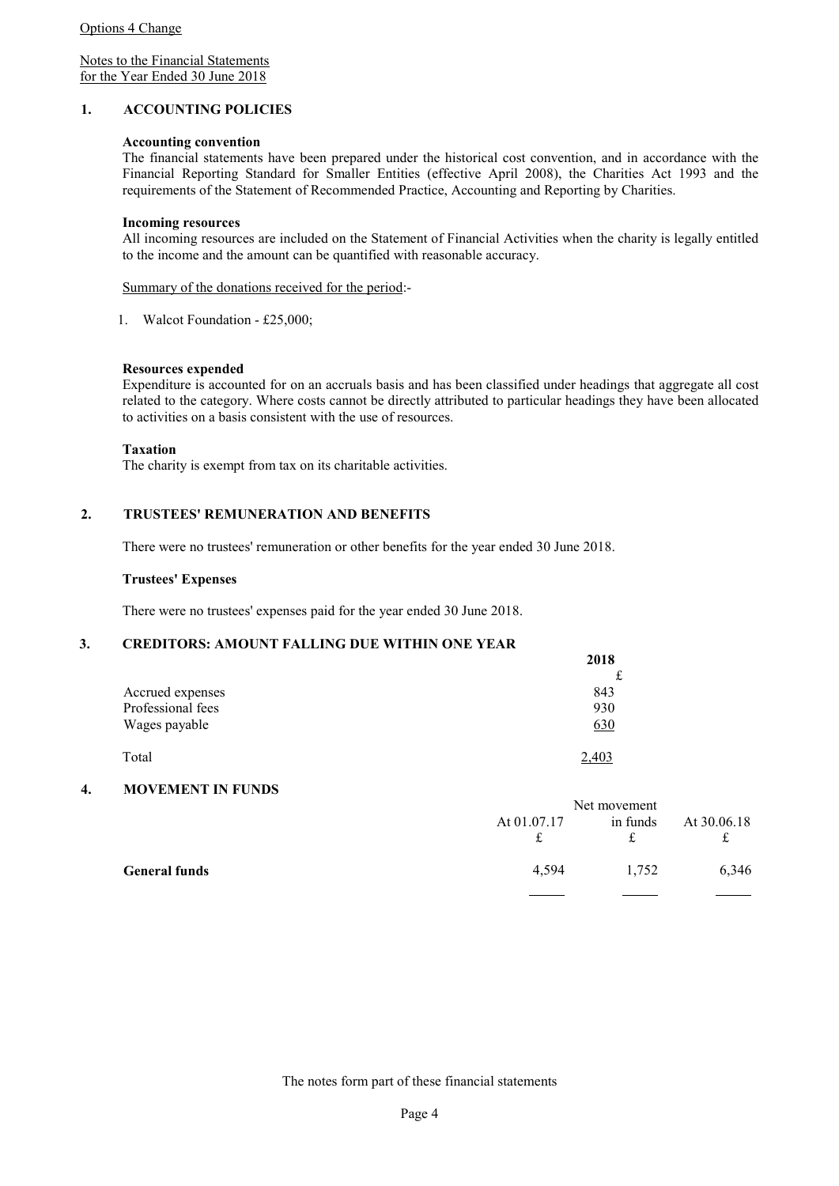Options 4 Change

Notes to the Financial Statements
for the Year Ended 30 June 2018

## 1. ACCOUNTING POLICIES

**Accounting convention**

The financial statements have been prepared under the historical cost convention, and in accordance with the Financial Reporting Standard for Smaller Entities (effective April 2008), the Charities Act 1993 and the requirements of the Statement of Recommended Practice, Accounting and Reporting by Charities.

**Incoming resources**

All incoming resources are included on the Statement of Financial Activities when the charity is legally entitled to the income and the amount can be quantified with reasonable accuracy.

Summary of the donations received for the period:-

1. Walcot Foundation - £25,000;

**Resources expended**

Expenditure is accounted for on an accruals basis and has been classified under headings that aggregate all cost related to the category. Where costs cannot be directly attributed to particular headings they have been allocated to activities on a basis consistent with the use of resources.

**Taxation**

The charity is exempt from tax on its charitable activities.

## 2. TRUSTEES' REMUNERATION AND BENEFITS

There were no trustees' remuneration or other benefits for the year ended 30 June 2018.

**Trustees' Expenses**

There were no trustees' expenses paid for the year ended 30 June 2018.

## 3. CREDITORS: AMOUNT FALLING DUE WITHIN ONE YEAR

| | 2018 |
|---|---|
| | £ |
| Accrued expenses | 843 |
| Professional fees | 930 |
| Wages payable | 630 |
| Total | 2,403 |

## 4. MOVEMENT IN FUNDS

| | At 01.07.17 | Net movement in funds | At 30.06.18 |
|---|---|---|---|
| | £ | £ | £ |
| **General funds** | 4,594 | 1,752 | 6,346 |

The notes form part of these financial statements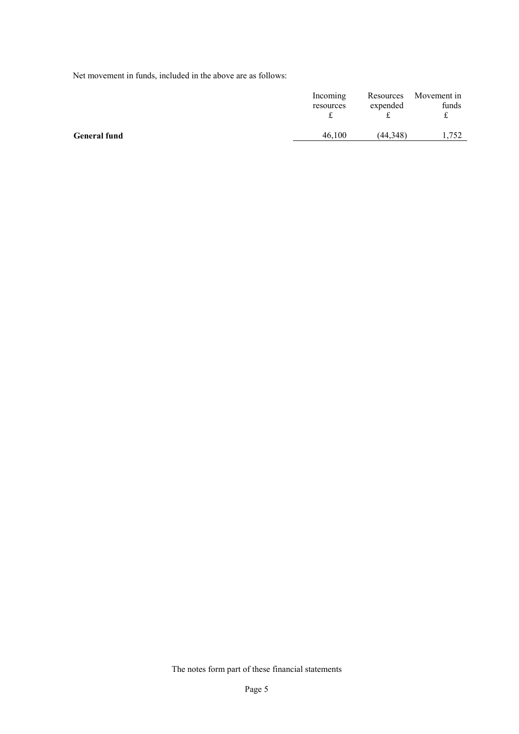Net movement in funds, included in the above are as follows:

| | Incoming resources £ | Resources expended £ | Movement in funds £ |
|---|---|---|---|
| **General fund** | 46,100 | (44,348) | 1,752 |

The notes form part of these financial statements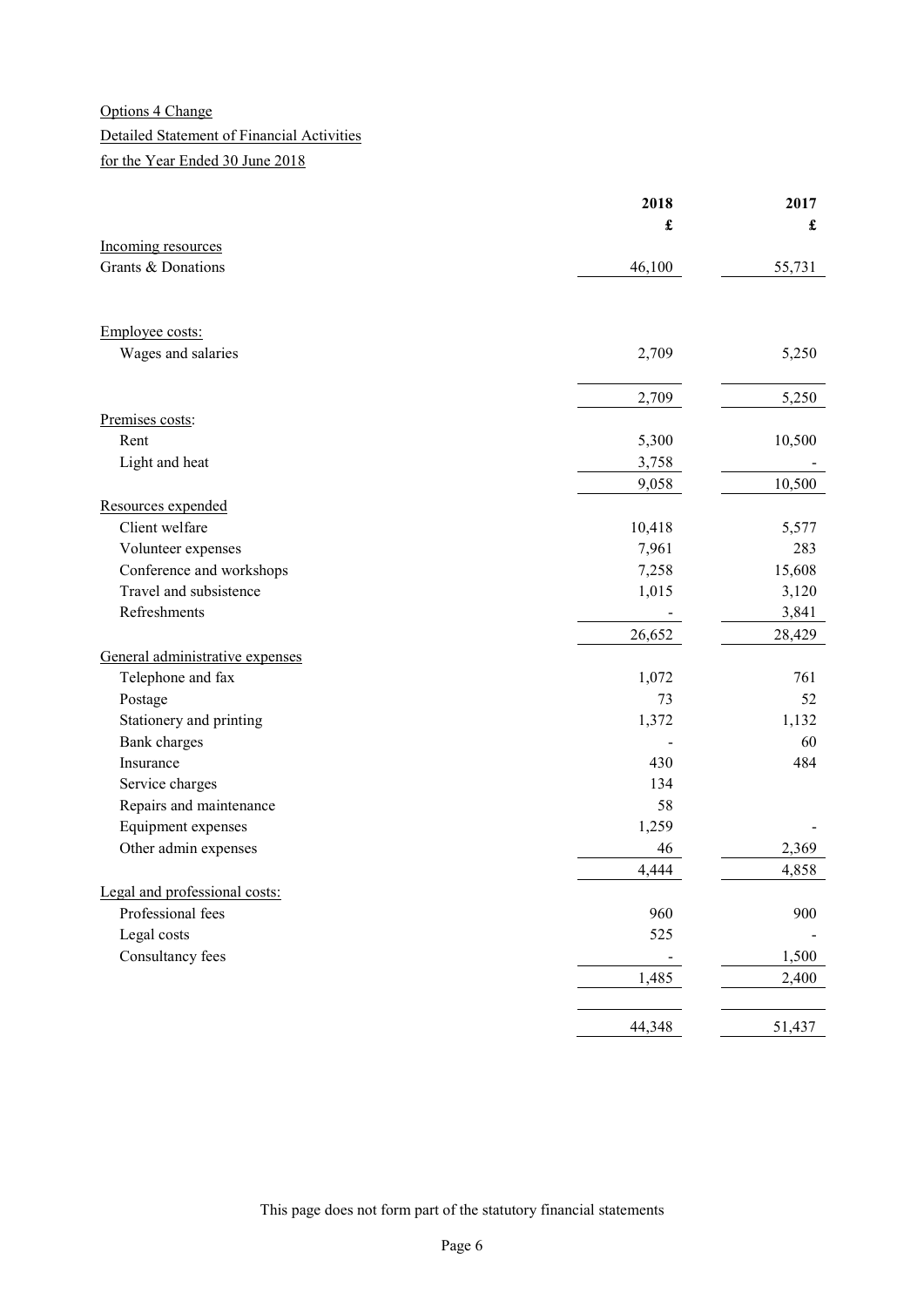Options 4 Change

Detailed Statement of Financial Activities

for the Year Ended 30 June 2018

| | 2018 | 2017 |
|---|---|---|
| | £ | £ |
| Incoming resources | | |
| Grants & Donations | 46,100 | 55,731 |
| | | |
| Employee costs: | | |
| Wages and salaries | 2,709 | 5,250 |
| | 2,709 | 5,250 |
| Premises costs: | | |
| Rent | 5,300 | 10,500 |
| Light and heat | 3,758 | - |
| | 9,058 | 10,500 |
| Resources expended | | |
| Client welfare | 10,418 | 5,577 |
| Volunteer expenses | 7,961 | 283 |
| Conference and workshops | 7,258 | 15,608 |
| Travel and subsistence | 1,015 | 3,120 |
| Refreshments | - | 3,841 |
| | 26,652 | 28,429 |
| General administrative expenses | | |
| Telephone and fax | 1,072 | 761 |
| Postage | 73 | 52 |
| Stationery and printing | 1,372 | 1,132 |
| Bank charges | - | 60 |
| Insurance | 430 | 484 |
| Service charges | 134 | |
| Repairs and maintenance | 58 | |
| Equipment expenses | 1,259 | - |
| Other admin expenses | 46 | 2,369 |
| | 4,444 | 4,858 |
| Legal and professional costs: | | |
| Professional fees | 960 | 900 |
| Legal costs | 525 | - |
| Consultancy fees | - | 1,500 |
| | 1,485 | 2,400 |
| | | |
| | 44,348 | 51,437 |

This page does not form part of the statutory financial statements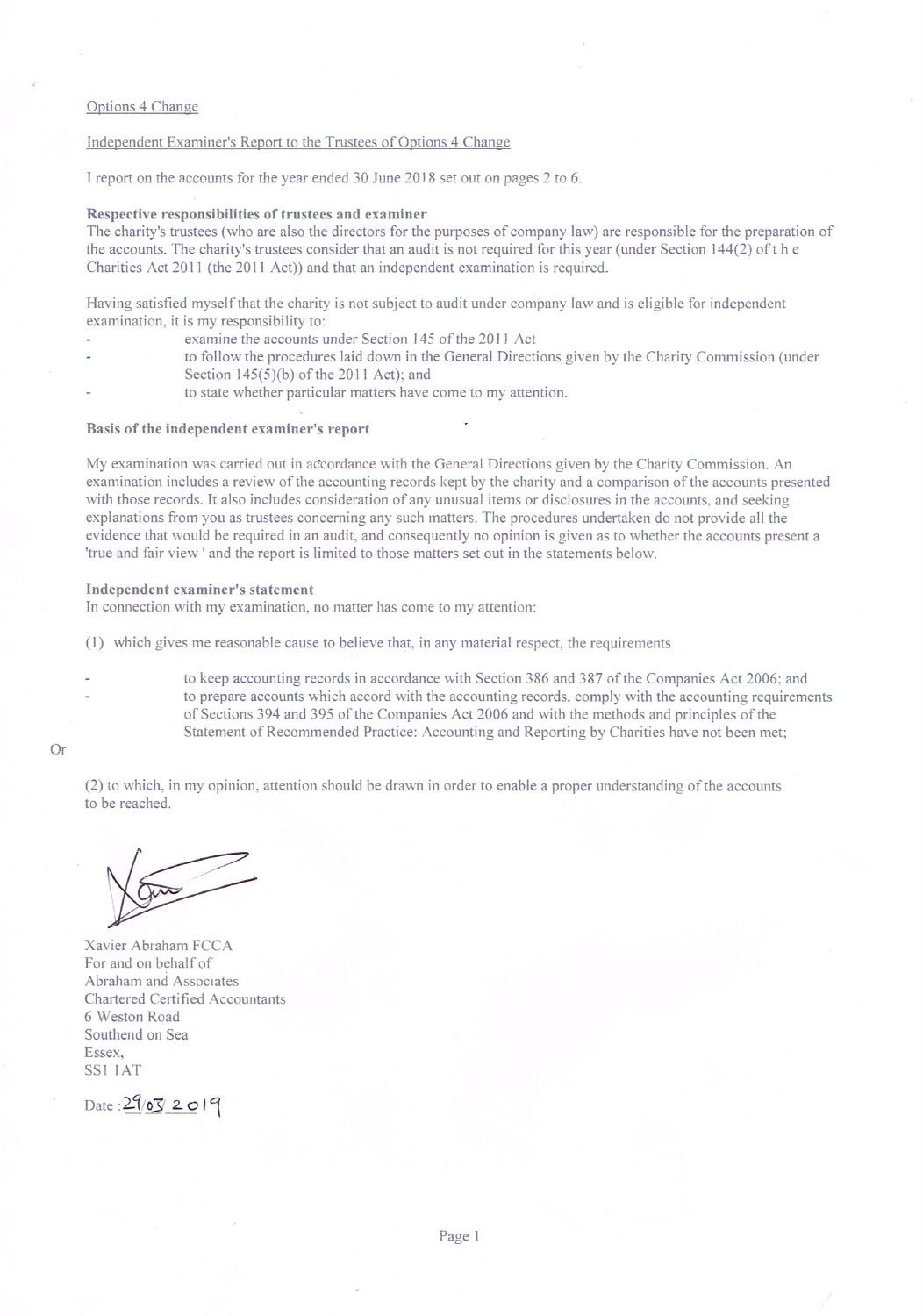Options 4 Change

Independent Examiner's Report to the Trustees of Options 4 Change

I report on the accounts for the year ended 30 June 2018 set out on pages 2 to 6.

**Respective responsibilities of trustees and examiner**

The charity's trustees (who are also the directors for the purposes of company law) are responsible for the preparation of the accounts. The charity's trustees consider that an audit is not required for this year (under Section 144(2) of the Charities Act 2011 (the 2011 Act)) and that an independent examination is required.

Having satisfied myself that the charity is not subject to audit under company law and is eligible for independent examination, it is my responsibility to:

- examine the accounts under Section 145 of the 2011 Act
- to follow the procedures laid down in the General Directions given by the Charity Commission (under Section 145(5)(b) of the 2011 Act); and
- to state whether particular matters have come to my attention.

**Basis of the independent examiner's report**

My examination was carried out in accordance with the General Directions given by the Charity Commission. An examination includes a review of the accounting records kept by the charity and a comparison of the accounts presented with those records. It also includes consideration of any unusual items or disclosures in the accounts, and seeking explanations from you as trustees concerning any such matters. The procedures undertaken do not provide all the evidence that would be required in an audit, and consequently no opinion is given as to whether the accounts present a 'true and fair view ' and the report is limited to those matters set out in the statements below.

**Independent examiner's statement**

In connection with my examination, no matter has come to my attention:

(1) which gives me reasonable cause to believe that, in any material respect, the requirements

- to keep accounting records in accordance with Section 386 and 387 of the Companies Act 2006; and
- to prepare accounts which accord with the accounting records, comply with the accounting requirements of Sections 394 and 395 of the Companies Act 2006 and with the methods and principles of the Statement of Recommended Practice: Accounting and Reporting by Charities have not been met;

Or

(2) to which, in my opinion, attention should be drawn in order to enable a proper understanding of the accounts to be reached.

Xavier Abraham FCCA
For and on behalf of
Abraham and Associates
Chartered Certified Accountants
6 Weston Road
Southend on Sea
Essex,
SS1 1AT

Date : 29/03/2019